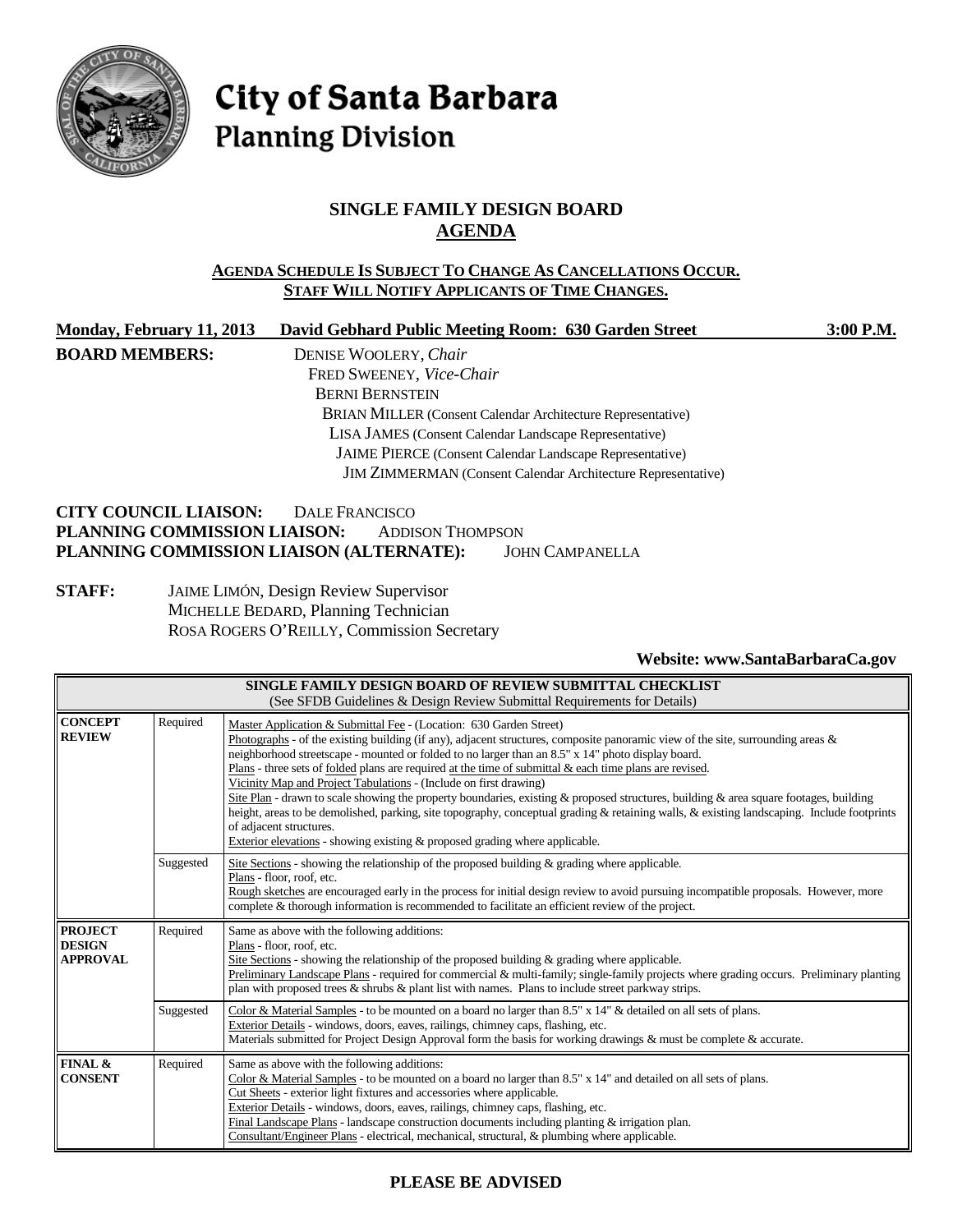# City of Santa Barbara
## Planning Division

## SINGLE FAMILY DESIGN BOARD
## AGENDA

**AGENDA SCHEDULE IS SUBJECT TO CHANGE AS CANCELLATIONS OCCUR.**
**STAFF WILL NOTIFY APPLICANTS OF TIME CHANGES.**

**Monday, February 11, 2013 David Gebhard Public Meeting Room: 630 Garden Street 3:00 P.M.**

**BOARD MEMBERS:**
DENISE WOOLERY, *Chair*
FRED SWEENEY, *Vice-Chair*
BERNI BERNSTEIN
BRIAN MILLER (Consent Calendar Architecture Representative)
LISA JAMES (Consent Calendar Landscape Representative)
JAIME PIERCE (Consent Calendar Landscape Representative)
JIM ZIMMERMAN (Consent Calendar Architecture Representative)

**CITY COUNCIL LIAISON:** DALE FRANCISCO
**PLANNING COMMISSION LIAISON:** ADDISON THOMPSON
**PLANNING COMMISSION LIAISON (ALTERNATE):** JOHN CAMPANELLA

**STAFF:**
JAIME LIMÓN, Design Review Supervisor
MICHELLE BEDARD, Planning Technician
ROSA ROGERS O'REILLY, Commission Secretary

**Website: www.SantaBarbaraCa.gov**

| SINGLE FAMILY DESIGN BOARD OF REVIEW SUBMITTAL CHECKLIST (See SFDB Guidelines & Design Review Submittal Requirements for Details) | | |
|---|---|---|
| **CONCEPT REVIEW** | Required | Master Application & Submittal Fee - (Location: 630 Garden Street)<br>Photographs - of the existing building (if any), adjacent structures, composite panoramic view of the site, surrounding areas & neighborhood streetscape - mounted or folded to no larger than an 8.5" x 14" photo display board.<br>Plans - three sets of folded plans are required at the time of submittal & each time plans are revised.<br>Vicinity Map and Project Tabulations - (Include on first drawing)<br>Site Plan - drawn to scale showing the property boundaries, existing & proposed structures, building & area square footages, building height, areas to be demolished, parking, site topography, conceptual grading & retaining walls, & existing landscaping. Include footprints of adjacent structures.<br>Exterior elevations - showing existing & proposed grading where applicable. |
| | Suggested | Site Sections - showing the relationship of the proposed building & grading where applicable.<br>Plans - floor, roof, etc.<br>Rough sketches are encouraged early in the process for initial design review to avoid pursuing incompatible proposals. However, more complete & thorough information is recommended to facilitate an efficient review of the project. |
| **PROJECT DESIGN APPROVAL** | Required | Same as above with the following additions:<br>Plans - floor, roof, etc.<br>Site Sections - showing the relationship of the proposed building & grading where applicable.<br>Preliminary Landscape Plans - required for commercial & multi-family; single-family projects where grading occurs. Preliminary planting plan with proposed trees & shrubs & plant list with names. Plans to include street parkway strips. |
| | Suggested | Color & Material Samples - to be mounted on a board no larger than 8.5" x 14" & detailed on all sets of plans.<br>Exterior Details - windows, doors, eaves, railings, chimney caps, flashing, etc.<br>Materials submitted for Project Design Approval form the basis for working drawings & must be complete & accurate. |
| **FINAL & CONSENT** | Required | Same as above with the following additions:<br>Color & Material Samples - to be mounted on a board no larger than 8.5" x 14" and detailed on all sets of plans.<br>Cut Sheets - exterior light fixtures and accessories where applicable.<br>Exterior Details - windows, doors, eaves, railings, chimney caps, flashing, etc.<br>Final Landscape Plans - landscape construction documents including planting & irrigation plan.<br>Consultant/Engineer Plans - electrical, mechanical, structural, & plumbing where applicable. |

**PLEASE BE ADVISED**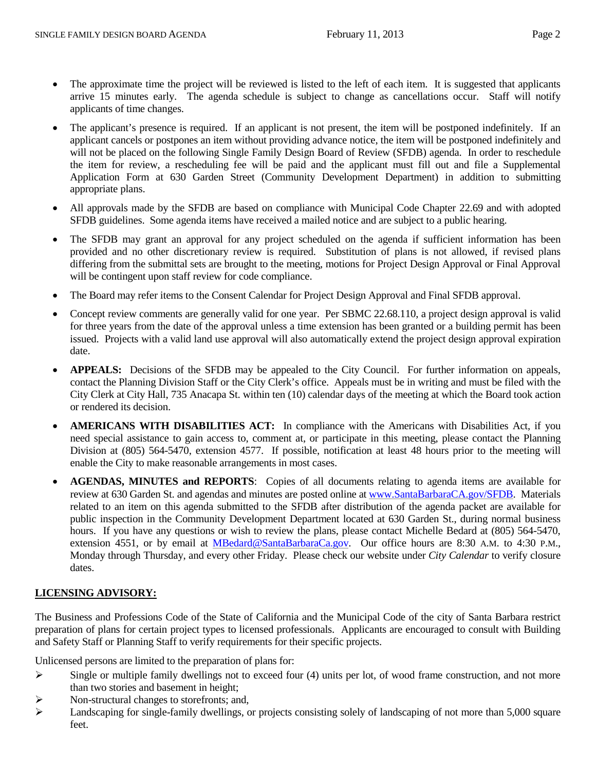- The approximate time the project will be reviewed is listed to the left of each item. It is suggested that applicants arrive 15 minutes early. The agenda schedule is subject to change as cancellations occur. Staff will notify applicants of time changes.

- The applicant's presence is required. If an applicant is not present, the item will be postponed indefinitely. If an applicant cancels or postpones an item without providing advance notice, the item will be postponed indefinitely and will not be placed on the following Single Family Design Board of Review (SFDB) agenda. In order to reschedule the item for review, a rescheduling fee will be paid and the applicant must fill out and file a Supplemental Application Form at 630 Garden Street (Community Development Department) in addition to submitting appropriate plans.

- All approvals made by the SFDB are based on compliance with Municipal Code Chapter 22.69 and with adopted SFDB guidelines. Some agenda items have received a mailed notice and are subject to a public hearing.

- The SFDB may grant an approval for any project scheduled on the agenda if sufficient information has been provided and no other discretionary review is required. Substitution of plans is not allowed, if revised plans differing from the submittal sets are brought to the meeting, motions for Project Design Approval or Final Approval will be contingent upon staff review for code compliance.

- The Board may refer items to the Consent Calendar for Project Design Approval and Final SFDB approval.

- Concept review comments are generally valid for one year. Per SBMC 22.68.110, a project design approval is valid for three years from the date of the approval unless a time extension has been granted or a building permit has been issued. Projects with a valid land use approval will also automatically extend the project design approval expiration date.

- **APPEALS:** Decisions of the SFDB may be appealed to the City Council. For further information on appeals, contact the Planning Division Staff or the City Clerk's office. Appeals must be in writing and must be filed with the City Clerk at City Hall, 735 Anacapa St. within ten (10) calendar days of the meeting at which the Board took action or rendered its decision.

- **AMERICANS WITH DISABILITIES ACT:** In compliance with the Americans with Disabilities Act, if you need special assistance to gain access to, comment at, or participate in this meeting, please contact the Planning Division at (805) 564-5470, extension 4577. If possible, notification at least 48 hours prior to the meeting will enable the City to make reasonable arrangements in most cases.

- **AGENDAS, MINUTES and REPORTS**: Copies of all documents relating to agenda items are available for review at 630 Garden St. and agendas and minutes are posted online at www.SantaBarbaraCA.gov/SFDB. Materials related to an item on this agenda submitted to the SFDB after distribution of the agenda packet are available for public inspection in the Community Development Department located at 630 Garden St., during normal business hours. If you have any questions or wish to review the plans, please contact Michelle Bedard at (805) 564-5470, extension 4551, or by email at MBedard@SantaBarbaraCa.gov. Our office hours are 8:30 A.M. to 4:30 P.M., Monday through Thursday, and every other Friday. Please check our website under *City Calendar* to verify closure dates.

## LICENSING ADVISORY:

The Business and Professions Code of the State of California and the Municipal Code of the city of Santa Barbara restrict preparation of plans for certain project types to licensed professionals. Applicants are encouraged to consult with Building and Safety Staff or Planning Staff to verify requirements for their specific projects.

Unlicensed persons are limited to the preparation of plans for:

- Single or multiple family dwellings not to exceed four (4) units per lot, of wood frame construction, and not more than two stories and basement in height;
- Non-structural changes to storefronts; and,
- Landscaping for single-family dwellings, or projects consisting solely of landscaping of not more than 5,000 square feet.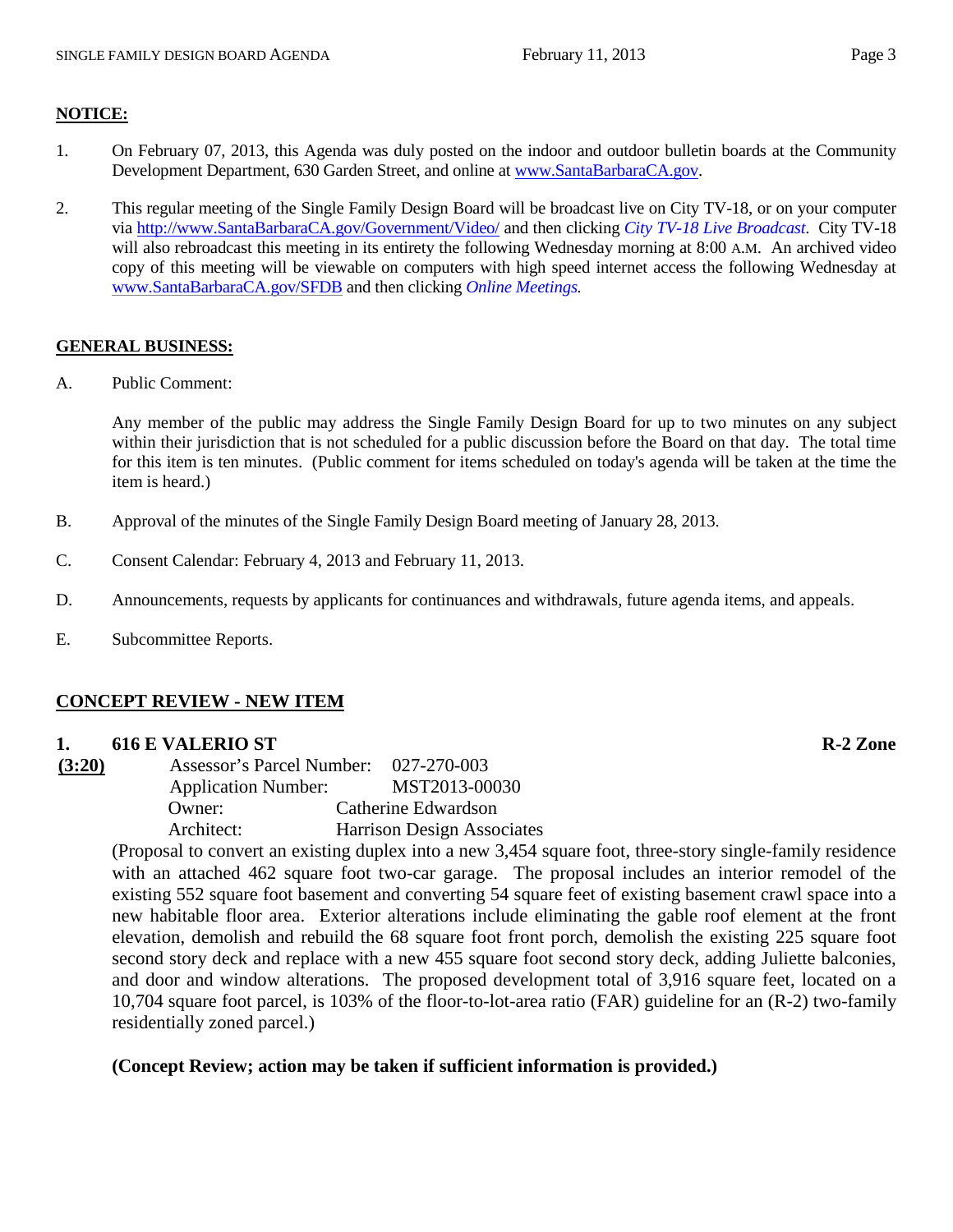**NOTICE:**

1. On February 07, 2013, this Agenda was duly posted on the indoor and outdoor bulletin boards at the Community Development Department, 630 Garden Street, and online at www.SantaBarbaraCA.gov.

2. This regular meeting of the Single Family Design Board will be broadcast live on City TV-18, or on your computer via http://www.SantaBarbaraCA.gov/Government/Video/ and then clicking *City TV-18 Live Broadcast*. City TV-18 will also rebroadcast this meeting in its entirety the following Wednesday morning at 8:00 A.M. An archived video copy of this meeting will be viewable on computers with high speed internet access the following Wednesday at www.SantaBarbaraCA.gov/SFDB and then clicking *Online Meetings.*

**GENERAL BUSINESS:**

A. Public Comment:

   Any member of the public may address the Single Family Design Board for up to two minutes on any subject within their jurisdiction that is not scheduled for a public discussion before the Board on that day. The total time for this item is ten minutes. (Public comment for items scheduled on today's agenda will be taken at the time the item is heard.)

B. Approval of the minutes of the Single Family Design Board meeting of January 28, 2013.

C. Consent Calendar: February 4, 2013 and February 11, 2013.

D. Announcements, requests by applicants for continuances and withdrawals, future agenda items, and appeals.

E. Subcommittee Reports.

**CONCEPT REVIEW - NEW ITEM**

**1. 616 E VALERIO ST** **R-2 Zone**

**(3:20)**

Assessor's Parcel Number: 027-270-003
Application Number: MST2013-00030
Owner: Catherine Edwardson
Architect: Harrison Design Associates

(Proposal to convert an existing duplex into a new 3,454 square foot, three-story single-family residence with an attached 462 square foot two-car garage. The proposal includes an interior remodel of the existing 552 square foot basement and converting 54 square feet of existing basement crawl space into a new habitable floor area. Exterior alterations include eliminating the gable roof element at the front elevation, demolish and rebuild the 68 square foot front porch, demolish the existing 225 square foot second story deck and replace with a new 455 square foot second story deck, adding Juliette balconies, and door and window alterations. The proposed development total of 3,916 square feet, located on a 10,704 square foot parcel, is 103% of the floor-to-lot-area ratio (FAR) guideline for an (R-2) two-family residentially zoned parcel.)

**(Concept Review; action may be taken if sufficient information is provided.)**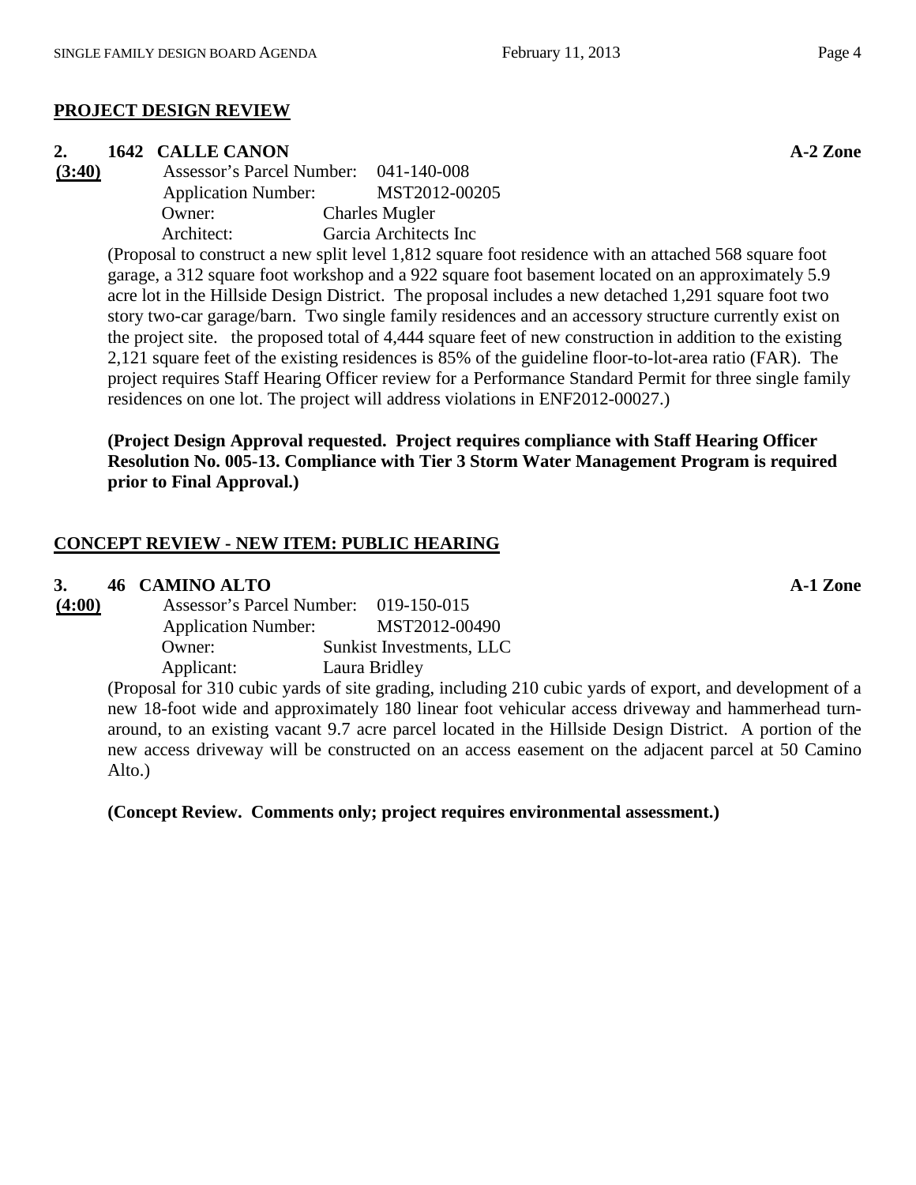## PROJECT DESIGN REVIEW

**2. 1642 CALLE CANON** **A-2 Zone**

**(3:40)**

Assessor's Parcel Number: 041-140-008
Application Number: MST2012-00205
Owner: Charles Mugler
Architect: Garcia Architects Inc

(Proposal to construct a new split level 1,812 square foot residence with an attached 568 square foot garage, a 312 square foot workshop and a 922 square foot basement located on an approximately 5.9 acre lot in the Hillside Design District. The proposal includes a new detached 1,291 square foot two story two-car garage/barn. Two single family residences and an accessory structure currently exist on the project site. the proposed total of 4,444 square feet of new construction in addition to the existing 2,121 square feet of the existing residences is 85% of the guideline floor-to-lot-area ratio (FAR). The project requires Staff Hearing Officer review for a Performance Standard Permit for three single family residences on one lot. The project will address violations in ENF2012-00027.)

**(Project Design Approval requested. Project requires compliance with Staff Hearing Officer Resolution No. 005-13. Compliance with Tier 3 Storm Water Management Program is required prior to Final Approval.)**

## CONCEPT REVIEW - NEW ITEM: PUBLIC HEARING

**3. 46 CAMINO ALTO** **A-1 Zone**

**(4:00)**

Assessor's Parcel Number: 019-150-015
Application Number: MST2012-00490
Owner: Sunkist Investments, LLC
Applicant: Laura Bridley

(Proposal for 310 cubic yards of site grading, including 210 cubic yards of export, and development of a new 18-foot wide and approximately 180 linear foot vehicular access driveway and hammerhead turn-around, to an existing vacant 9.7 acre parcel located in the Hillside Design District. A portion of the new access driveway will be constructed on an access easement on the adjacent parcel at 50 Camino Alto.)

**(Concept Review. Comments only; project requires environmental assessment.)**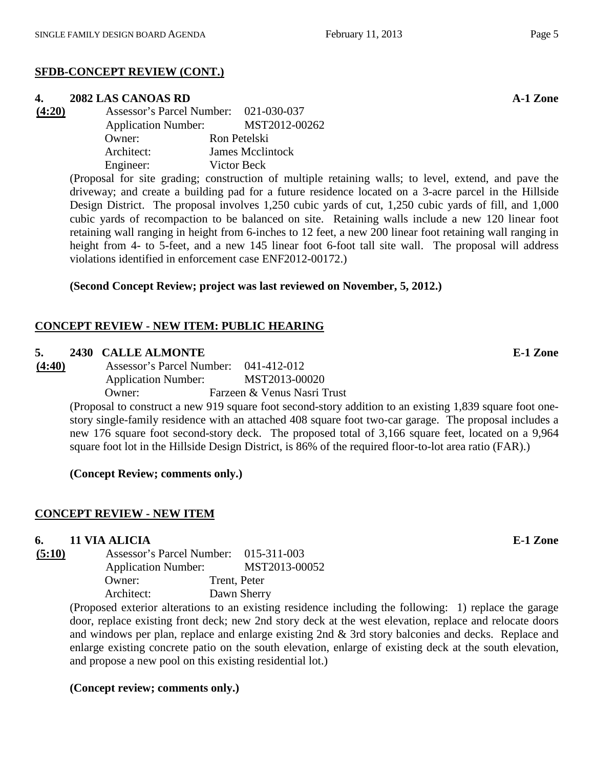**SFDB-CONCEPT REVIEW (CONT.)**

**4. 2082 LAS CANOAS RD** **A-1 Zone**

**(4:20)**

Assessor's Parcel Number: 021-030-037
Application Number: MST2012-00262
Owner: Ron Petelski
Architect: James Mcclintock
Engineer: Victor Beck

(Proposal for site grading; construction of multiple retaining walls; to level, extend, and pave the driveway; and create a building pad for a future residence located on a 3-acre parcel in the Hillside Design District. The proposal involves 1,250 cubic yards of cut, 1,250 cubic yards of fill, and 1,000 cubic yards of recompaction to be balanced on site. Retaining walls include a new 120 linear foot retaining wall ranging in height from 6-inches to 12 feet, a new 200 linear foot retaining wall ranging in height from 4- to 5-feet, and a new 145 linear foot 6-foot tall site wall. The proposal will address violations identified in enforcement case ENF2012-00172.)

**(Second Concept Review; project was last reviewed on November, 5, 2012.)**

**CONCEPT REVIEW - NEW ITEM: PUBLIC HEARING**

**5. 2430 CALLE ALMONTE** **E-1 Zone**

**(4:40)**

Assessor's Parcel Number: 041-412-012
Application Number: MST2013-00020
Owner: Farzeen & Venus Nasri Trust

(Proposal to construct a new 919 square foot second-story addition to an existing 1,839 square foot one-story single-family residence with an attached 408 square foot two-car garage. The proposal includes a new 176 square foot second-story deck. The proposed total of 3,166 square feet, located on a 9,964 square foot lot in the Hillside Design District, is 86% of the required floor-to-lot area ratio (FAR).)

**(Concept Review; comments only.)**

**CONCEPT REVIEW - NEW ITEM**

**6. 11 VIA ALICIA** **E-1 Zone**

**(5:10)**

Assessor's Parcel Number: 015-311-003
Application Number: MST2013-00052
Owner: Trent, Peter
Architect: Dawn Sherry

(Proposed exterior alterations to an existing residence including the following: 1) replace the garage door, replace existing front deck; new 2nd story deck at the west elevation, replace and relocate doors and windows per plan, replace and enlarge existing 2nd & 3rd story balconies and decks. Replace and enlarge existing concrete patio on the south elevation, enlarge of existing deck at the south elevation, and propose a new pool on this existing residential lot.)

**(Concept review; comments only.)**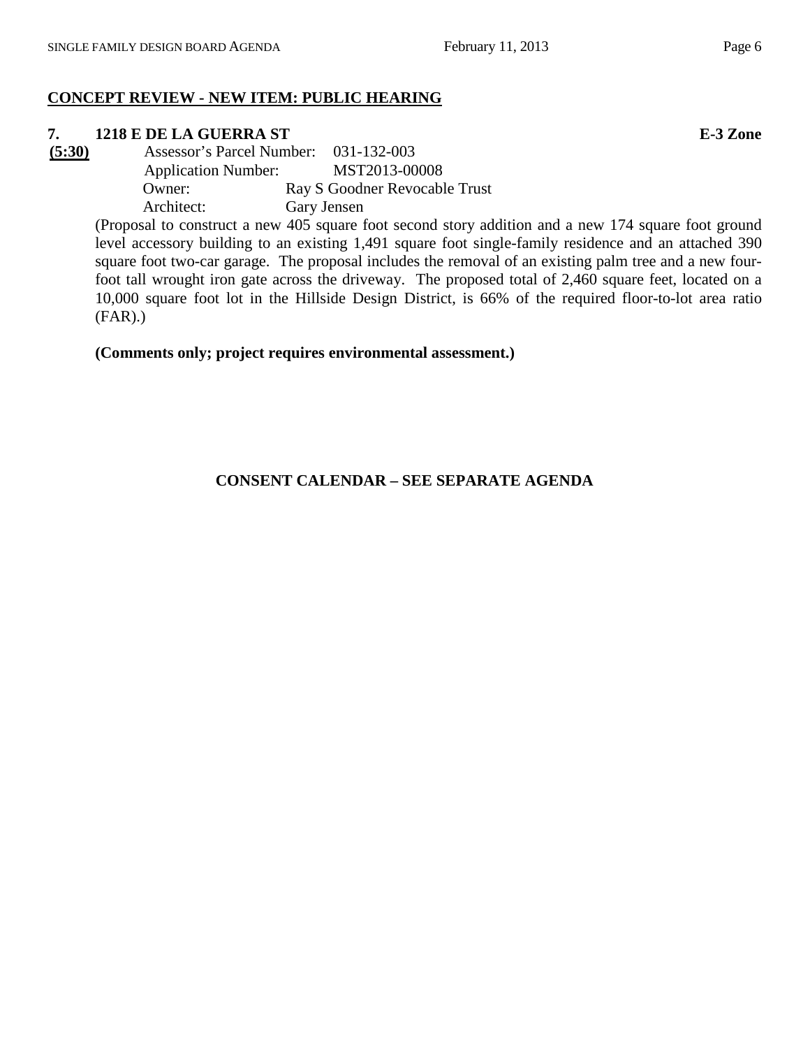**CONCEPT REVIEW - NEW ITEM: PUBLIC HEARING**

**7. 1218 E DE LA GUERRA ST** **E-3 Zone**

**(5:30)**

Assessor's Parcel Number: 031-132-003
Application Number: MST2013-00008
Owner: Ray S Goodner Revocable Trust
Architect: Gary Jensen

(Proposal to construct a new 405 square foot second story addition and a new 174 square foot ground level accessory building to an existing 1,491 square foot single-family residence and an attached 390 square foot two-car garage. The proposal includes the removal of an existing palm tree and a new four-foot tall wrought iron gate across the driveway. The proposed total of 2,460 square feet, located on a 10,000 square foot lot in the Hillside Design District, is 66% of the required floor-to-lot area ratio (FAR).)

**(Comments only; project requires environmental assessment.)**

**CONSENT CALENDAR – SEE SEPARATE AGENDA**